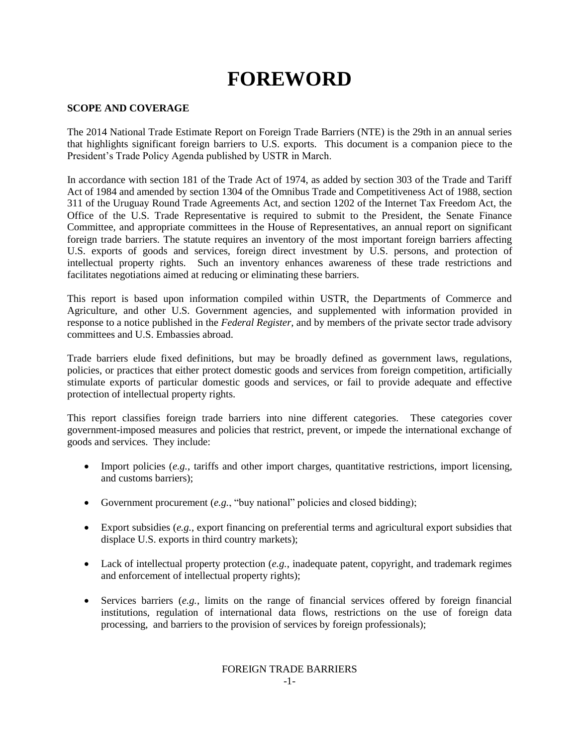# FOREWORD

**SCOPE AND COVERAGE**

The 2014 National Trade Estimate Report on Foreign Trade Barriers (NTE) is the 29th in an annual series that highlights significant foreign barriers to U.S. exports. This document is a companion piece to the President's Trade Policy Agenda published by USTR in March.

In accordance with section 181 of the Trade Act of 1974, as added by section 303 of the Trade and Tariff Act of 1984 and amended by section 1304 of the Omnibus Trade and Competitiveness Act of 1988, section 311 of the Uruguay Round Trade Agreements Act, and section 1202 of the Internet Tax Freedom Act, the Office of the U.S. Trade Representative is required to submit to the President, the Senate Finance Committee, and appropriate committees in the House of Representatives, an annual report on significant foreign trade barriers. The statute requires an inventory of the most important foreign barriers affecting U.S. exports of goods and services, foreign direct investment by U.S. persons, and protection of intellectual property rights. Such an inventory enhances awareness of these trade restrictions and facilitates negotiations aimed at reducing or eliminating these barriers.

This report is based upon information compiled within USTR, the Departments of Commerce and Agriculture, and other U.S. Government agencies, and supplemented with information provided in response to a notice published in the *Federal Register*, and by members of the private sector trade advisory committees and U.S. Embassies abroad.

Trade barriers elude fixed definitions, but may be broadly defined as government laws, regulations, policies, or practices that either protect domestic goods and services from foreign competition, artificially stimulate exports of particular domestic goods and services, or fail to provide adequate and effective protection of intellectual property rights.

This report classifies foreign trade barriers into nine different categories. These categories cover government-imposed measures and policies that restrict, prevent, or impede the international exchange of goods and services. They include:

- Import policies (*e.g.*, tariffs and other import charges, quantitative restrictions, import licensing, and customs barriers);
- Government procurement (*e.g.*, "buy national" policies and closed bidding);
- Export subsidies (*e.g.*, export financing on preferential terms and agricultural export subsidies that displace U.S. exports in third country markets);
- Lack of intellectual property protection (*e.g.*, inadequate patent, copyright, and trademark regimes and enforcement of intellectual property rights);
- Services barriers (*e.g.*, limits on the range of financial services offered by foreign financial institutions, regulation of international data flows, restrictions on the use of foreign data processing, and barriers to the provision of services by foreign professionals);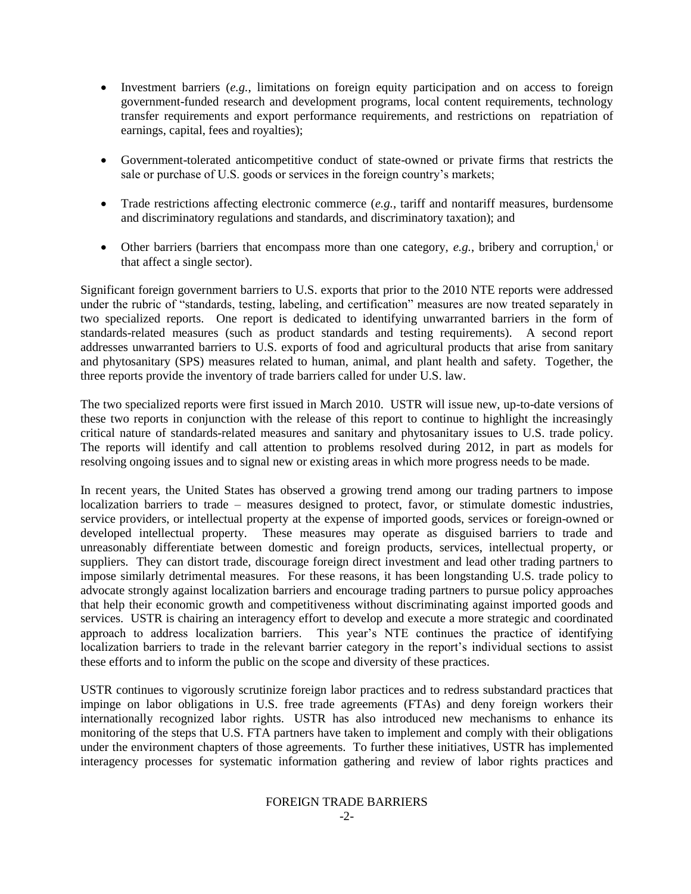- Investment barriers (*e.g.*, limitations on foreign equity participation and on access to foreign government-funded research and development programs, local content requirements, technology transfer requirements and export performance requirements, and restrictions on repatriation of earnings, capital, fees and royalties);

- Government-tolerated anticompetitive conduct of state-owned or private firms that restricts the sale or purchase of U.S. goods or services in the foreign country's markets;

- Trade restrictions affecting electronic commerce (*e.g.*, tariff and nontariff measures, burdensome and discriminatory regulations and standards, and discriminatory taxation); and

- Other barriers (barriers that encompass more than one category, *e.g.*, bribery and corruption,[i] or that affect a single sector).

Significant foreign government barriers to U.S. exports that prior to the 2010 NTE reports were addressed under the rubric of "standards, testing, labeling, and certification" measures are now treated separately in two specialized reports. One report is dedicated to identifying unwarranted barriers in the form of standards-related measures (such as product standards and testing requirements). A second report addresses unwarranted barriers to U.S. exports of food and agricultural products that arise from sanitary and phytosanitary (SPS) measures related to human, animal, and plant health and safety. Together, the three reports provide the inventory of trade barriers called for under U.S. law.

The two specialized reports were first issued in March 2010. USTR will issue new, up-to-date versions of these two reports in conjunction with the release of this report to continue to highlight the increasingly critical nature of standards-related measures and sanitary and phytosanitary issues to U.S. trade policy. The reports will identify and call attention to problems resolved during 2012, in part as models for resolving ongoing issues and to signal new or existing areas in which more progress needs to be made.

In recent years, the United States has observed a growing trend among our trading partners to impose localization barriers to trade – measures designed to protect, favor, or stimulate domestic industries, service providers, or intellectual property at the expense of imported goods, services or foreign-owned or developed intellectual property. These measures may operate as disguised barriers to trade and unreasonably differentiate between domestic and foreign products, services, intellectual property, or suppliers. They can distort trade, discourage foreign direct investment and lead other trading partners to impose similarly detrimental measures. For these reasons, it has been longstanding U.S. trade policy to advocate strongly against localization barriers and encourage trading partners to pursue policy approaches that help their economic growth and competitiveness without discriminating against imported goods and services. USTR is chairing an interagency effort to develop and execute a more strategic and coordinated approach to address localization barriers. This year's NTE continues the practice of identifying localization barriers to trade in the relevant barrier category in the report's individual sections to assist these efforts and to inform the public on the scope and diversity of these practices.

USTR continues to vigorously scrutinize foreign labor practices and to redress substandard practices that impinge on labor obligations in U.S. free trade agreements (FTAs) and deny foreign workers their internationally recognized labor rights. USTR has also introduced new mechanisms to enhance its monitoring of the steps that U.S. FTA partners have taken to implement and comply with their obligations under the environment chapters of those agreements. To further these initiatives, USTR has implemented interagency processes for systematic information gathering and review of labor rights practices and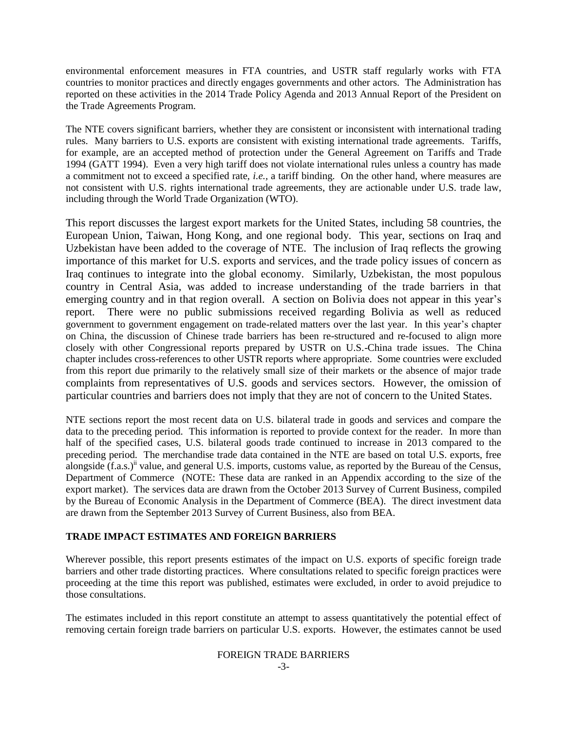environmental enforcement measures in FTA countries, and USTR staff regularly works with FTA countries to monitor practices and directly engages governments and other actors. The Administration has reported on these activities in the 2014 Trade Policy Agenda and 2013 Annual Report of the President on the Trade Agreements Program.

The NTE covers significant barriers, whether they are consistent or inconsistent with international trading rules. Many barriers to U.S. exports are consistent with existing international trade agreements. Tariffs, for example, are an accepted method of protection under the General Agreement on Tariffs and Trade 1994 (GATT 1994). Even a very high tariff does not violate international rules unless a country has made a commitment not to exceed a specified rate, *i.e.,* a tariff binding. On the other hand, where measures are not consistent with U.S. rights international trade agreements, they are actionable under U.S. trade law, including through the World Trade Organization (WTO).

This report discusses the largest export markets for the United States, including 58 countries, the European Union, Taiwan, Hong Kong, and one regional body. This year, sections on Iraq and Uzbekistan have been added to the coverage of NTE. The inclusion of Iraq reflects the growing importance of this market for U.S. exports and services, and the trade policy issues of concern as Iraq continues to integrate into the global economy. Similarly, Uzbekistan, the most populous country in Central Asia, was added to increase understanding of the trade barriers in that emerging country and in that region overall. A section on Bolivia does not appear in this year's report. There were no public submissions received regarding Bolivia as well as reduced government to government engagement on trade-related matters over the last year. In this year's chapter on China, the discussion of Chinese trade barriers has been re-structured and re-focused to align more closely with other Congressional reports prepared by USTR on U.S.-China trade issues. The China chapter includes cross-references to other USTR reports where appropriate. Some countries were excluded from this report due primarily to the relatively small size of their markets or the absence of major trade complaints from representatives of U.S. goods and services sectors. However, the omission of particular countries and barriers does not imply that they are not of concern to the United States.

NTE sections report the most recent data on U.S. bilateral trade in goods and services and compare the data to the preceding period. This information is reported to provide context for the reader. In more than half of the specified cases, U.S. bilateral goods trade continued to increase in 2013 compared to the preceding period. The merchandise trade data contained in the NTE are based on total U.S. exports, free alongside (f.a.s.)[ii] value, and general U.S. imports, customs value, as reported by the Bureau of the Census, Department of Commerce (NOTE: These data are ranked in an Appendix according to the size of the export market). The services data are drawn from the October 2013 Survey of Current Business, compiled by the Bureau of Economic Analysis in the Department of Commerce (BEA). The direct investment data are drawn from the September 2013 Survey of Current Business, also from BEA.

**TRADE IMPACT ESTIMATES AND FOREIGN BARRIERS**

Wherever possible, this report presents estimates of the impact on U.S. exports of specific foreign trade barriers and other trade distorting practices. Where consultations related to specific foreign practices were proceeding at the time this report was published, estimates were excluded, in order to avoid prejudice to those consultations.

The estimates included in this report constitute an attempt to assess quantitatively the potential effect of removing certain foreign trade barriers on particular U.S. exports. However, the estimates cannot be used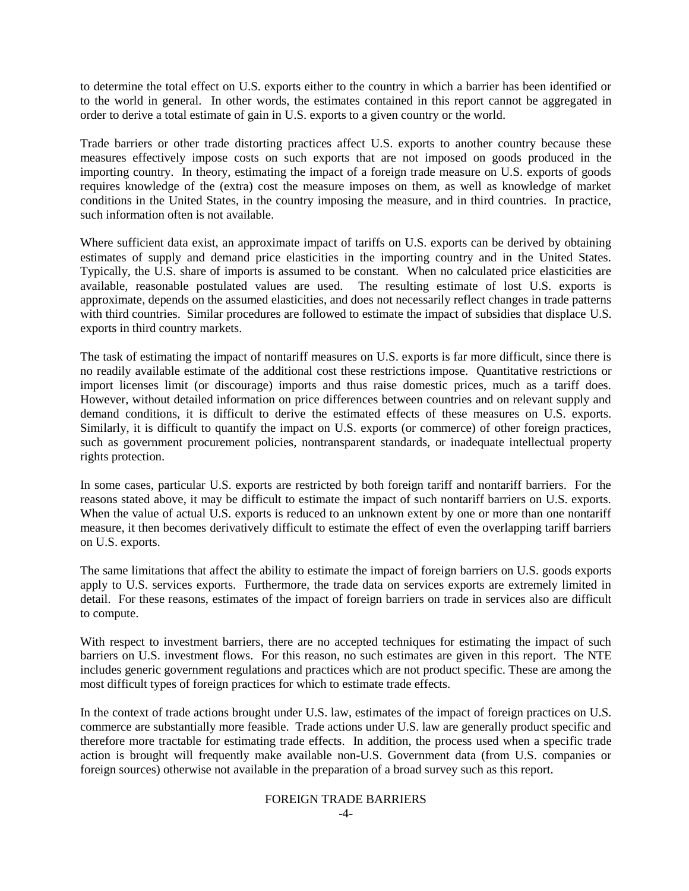to determine the total effect on U.S. exports either to the country in which a barrier has been identified or to the world in general. In other words, the estimates contained in this report cannot be aggregated in order to derive a total estimate of gain in U.S. exports to a given country or the world.

Trade barriers or other trade distorting practices affect U.S. exports to another country because these measures effectively impose costs on such exports that are not imposed on goods produced in the importing country. In theory, estimating the impact of a foreign trade measure on U.S. exports of goods requires knowledge of the (extra) cost the measure imposes on them, as well as knowledge of market conditions in the United States, in the country imposing the measure, and in third countries. In practice, such information often is not available.

Where sufficient data exist, an approximate impact of tariffs on U.S. exports can be derived by obtaining estimates of supply and demand price elasticities in the importing country and in the United States. Typically, the U.S. share of imports is assumed to be constant. When no calculated price elasticities are available, reasonable postulated values are used. The resulting estimate of lost U.S. exports is approximate, depends on the assumed elasticities, and does not necessarily reflect changes in trade patterns with third countries. Similar procedures are followed to estimate the impact of subsidies that displace U.S. exports in third country markets.

The task of estimating the impact of nontariff measures on U.S. exports is far more difficult, since there is no readily available estimate of the additional cost these restrictions impose. Quantitative restrictions or import licenses limit (or discourage) imports and thus raise domestic prices, much as a tariff does. However, without detailed information on price differences between countries and on relevant supply and demand conditions, it is difficult to derive the estimated effects of these measures on U.S. exports. Similarly, it is difficult to quantify the impact on U.S. exports (or commerce) of other foreign practices, such as government procurement policies, nontransparent standards, or inadequate intellectual property rights protection.

In some cases, particular U.S. exports are restricted by both foreign tariff and nontariff barriers. For the reasons stated above, it may be difficult to estimate the impact of such nontariff barriers on U.S. exports. When the value of actual U.S. exports is reduced to an unknown extent by one or more than one nontariff measure, it then becomes derivatively difficult to estimate the effect of even the overlapping tariff barriers on U.S. exports.

The same limitations that affect the ability to estimate the impact of foreign barriers on U.S. goods exports apply to U.S. services exports. Furthermore, the trade data on services exports are extremely limited in detail. For these reasons, estimates of the impact of foreign barriers on trade in services also are difficult to compute.

With respect to investment barriers, there are no accepted techniques for estimating the impact of such barriers on U.S. investment flows. For this reason, no such estimates are given in this report. The NTE includes generic government regulations and practices which are not product specific. These are among the most difficult types of foreign practices for which to estimate trade effects.

In the context of trade actions brought under U.S. law, estimates of the impact of foreign practices on U.S. commerce are substantially more feasible. Trade actions under U.S. law are generally product specific and therefore more tractable for estimating trade effects. In addition, the process used when a specific trade action is brought will frequently make available non-U.S. Government data (from U.S. companies or foreign sources) otherwise not available in the preparation of a broad survey such as this report.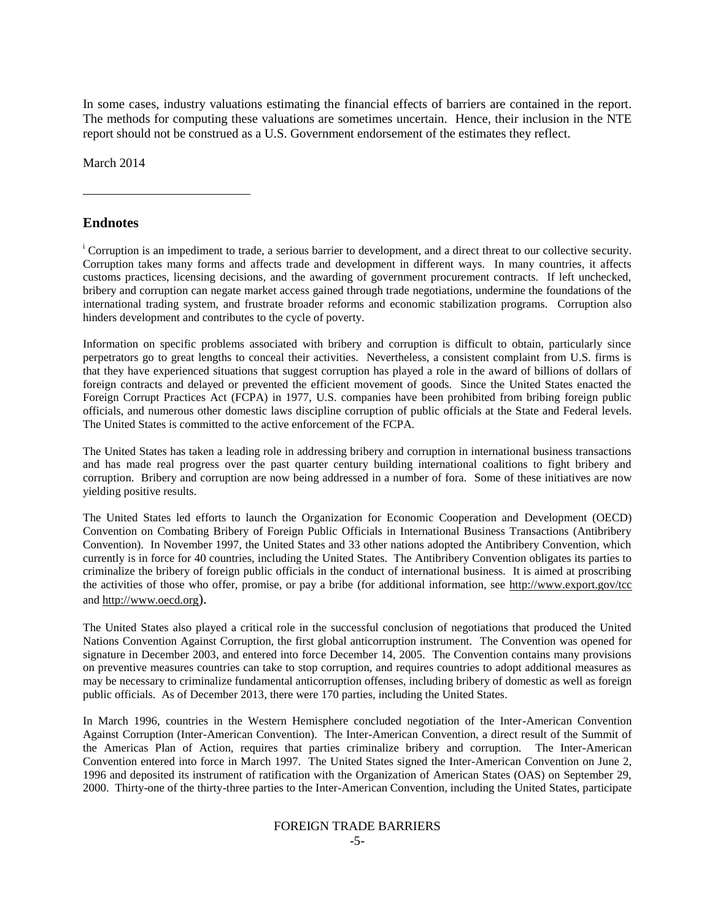In some cases, industry valuations estimating the financial effects of barriers are contained in the report. The methods for computing these valuations are sometimes uncertain. Hence, their inclusion in the NTE report should not be construed as a U.S. Government endorsement of the estimates they reflect.

March 2014

---

## Endnotes

[i] Corruption is an impediment to trade, a serious barrier to development, and a direct threat to our collective security. Corruption takes many forms and affects trade and development in different ways. In many countries, it affects customs practices, licensing decisions, and the awarding of government procurement contracts. If left unchecked, bribery and corruption can negate market access gained through trade negotiations, undermine the foundations of the international trading system, and frustrate broader reforms and economic stabilization programs. Corruption also hinders development and contributes to the cycle of poverty.

Information on specific problems associated with bribery and corruption is difficult to obtain, particularly since perpetrators go to great lengths to conceal their activities. Nevertheless, a consistent complaint from U.S. firms is that they have experienced situations that suggest corruption has played a role in the award of billions of dollars of foreign contracts and delayed or prevented the efficient movement of goods. Since the United States enacted the Foreign Corrupt Practices Act (FCPA) in 1977, U.S. companies have been prohibited from bribing foreign public officials, and numerous other domestic laws discipline corruption of public officials at the State and Federal levels. The United States is committed to the active enforcement of the FCPA.

The United States has taken a leading role in addressing bribery and corruption in international business transactions and has made real progress over the past quarter century building international coalitions to fight bribery and corruption. Bribery and corruption are now being addressed in a number of fora. Some of these initiatives are now yielding positive results.

The United States led efforts to launch the Organization for Economic Cooperation and Development (OECD) Convention on Combating Bribery of Foreign Public Officials in International Business Transactions (Antibribery Convention). In November 1997, the United States and 33 other nations adopted the Antibribery Convention, which currently is in force for 40 countries, including the United States. The Antibribery Convention obligates its parties to criminalize the bribery of foreign public officials in the conduct of international business. It is aimed at proscribing the activities of those who offer, promise, or pay a bribe (for additional information, see http://www.export.gov/tcc and http://www.oecd.org).

The United States also played a critical role in the successful conclusion of negotiations that produced the United Nations Convention Against Corruption, the first global anticorruption instrument. The Convention was opened for signature in December 2003, and entered into force December 14, 2005. The Convention contains many provisions on preventive measures countries can take to stop corruption, and requires countries to adopt additional measures as may be necessary to criminalize fundamental anticorruption offenses, including bribery of domestic as well as foreign public officials. As of December 2013, there were 170 parties, including the United States.

In March 1996, countries in the Western Hemisphere concluded negotiation of the Inter-American Convention Against Corruption (Inter-American Convention). The Inter-American Convention, a direct result of the Summit of the Americas Plan of Action, requires that parties criminalize bribery and corruption. The Inter-American Convention entered into force in March 1997. The United States signed the Inter-American Convention on June 2, 1996 and deposited its instrument of ratification with the Organization of American States (OAS) on September 29, 2000. Thirty-one of the thirty-three parties to the Inter-American Convention, including the United States, participate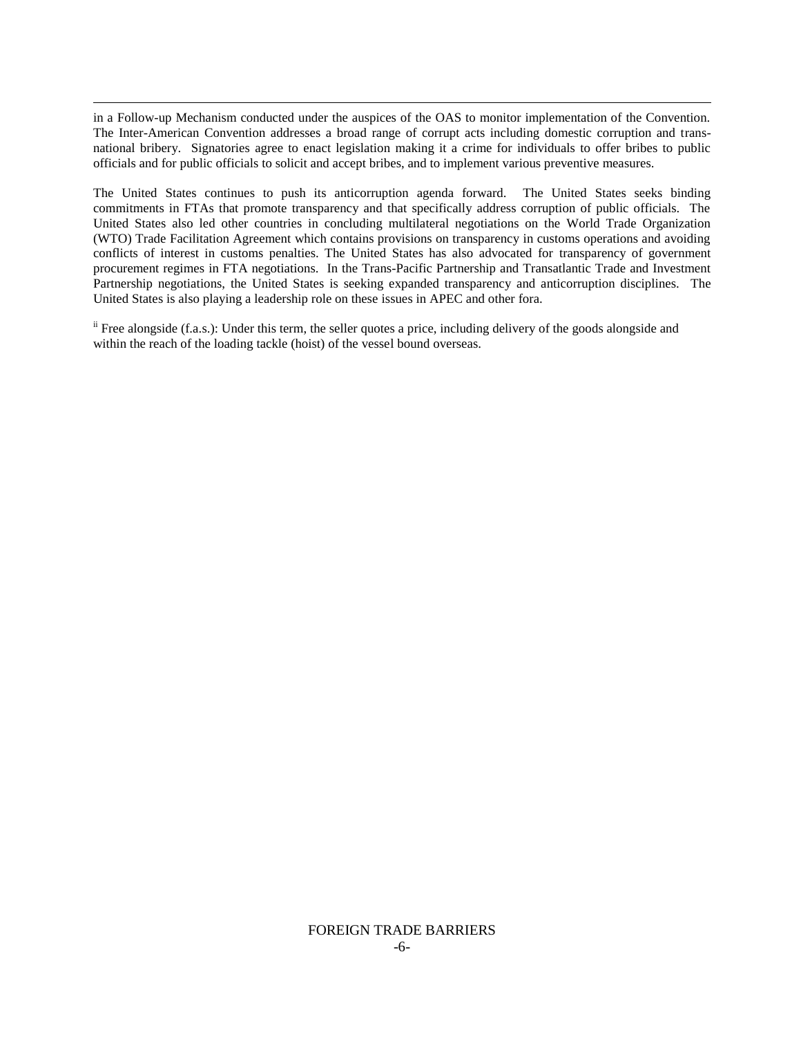in a Follow-up Mechanism conducted under the auspices of the OAS to monitor implementation of the Convention. The Inter-American Convention addresses a broad range of corrupt acts including domestic corruption and trans-national bribery. Signatories agree to enact legislation making it a crime for individuals to offer bribes to public officials and for public officials to solicit and accept bribes, and to implement various preventive measures.

The United States continues to push its anticorruption agenda forward. The United States seeks binding commitments in FTAs that promote transparency and that specifically address corruption of public officials. The United States also led other countries in concluding multilateral negotiations on the World Trade Organization (WTO) Trade Facilitation Agreement which contains provisions on transparency in customs operations and avoiding conflicts of interest in customs penalties. The United States has also advocated for transparency of government procurement regimes in FTA negotiations. In the Trans-Pacific Partnership and Transatlantic Trade and Investment Partnership negotiations, the United States is seeking expanded transparency and anticorruption disciplines. The United States is also playing a leadership role on these issues in APEC and other fora.

[ii] Free alongside (f.a.s.): Under this term, the seller quotes a price, including delivery of the goods alongside and within the reach of the loading tackle (hoist) of the vessel bound overseas.